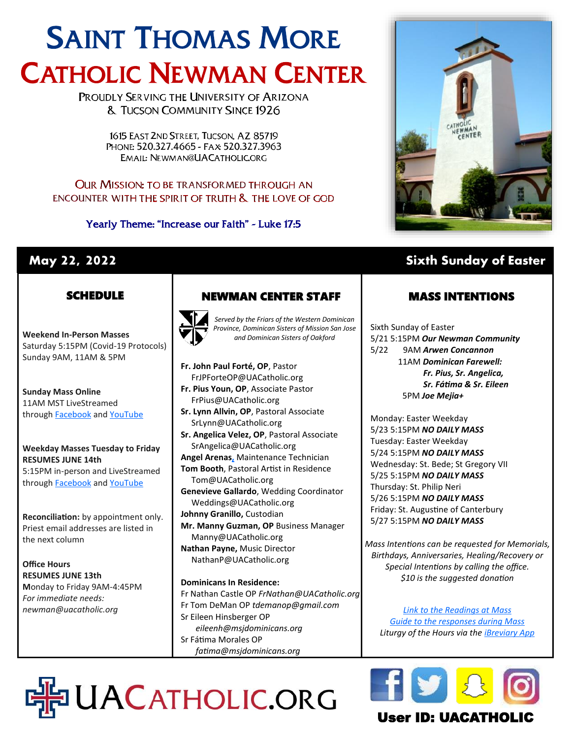# Saint Thomas More Catholic Newman Center

Proudly Serving the University of Arizona & Tucson Community Since 1926

1615 East 2nd Street, Tucson, AZ 85719
Phone: 520.327.4665 - Fax 520.327.3963
Email: Newman@UACatholic.org

Our Mission: to be transformed through an encounter with the Spirit of Truth & the Love of God

Yearly Theme: "Increase our Faith" - Luke 17:5

## May 22, 2022 — Sixth Sunday of Easter

### SCHEDULE

**Weekend In-Person Masses**
Saturday 5:15PM (Covid-19 Protocols)
Sunday 9AM, 11AM & 5PM

**Sunday Mass Online**
11AM MST LiveStreamed through Facebook and YouTube

**Weekday Masses Tuesday to Friday**
**RESUMES JUNE 14th**
5:15PM in-person and LiveStreamed through Facebook and YouTube

**Reconciliation:** by appointment only. Priest email addresses are listed in the next column

**Office Hours**
**RESUMES JUNE 13th**
Monday to Friday 9AM-4:45PM
*For immediate needs:*
*newman@uacatholic.org*

### NEWMAN CENTER STAFF

*Served by the Friars of the Western Dominican Province, Dominican Sisters of Mission San Jose and Dominican Sisters of Oakford*

**Fr. John Paul Forté, OP**, Pastor
FrJPForteOP@UACatholic.org
**Fr. Pius Youn, OP**, Associate Pastor
FrPius@UACatholic.org
**Sr. Lynn Allvin, OP**, Pastoral Associate
SrLynn@UACatholic.org
**Sr. Angelica Velez, OP**, Pastoral Associate
SrAngelica@UACatholic.org
**Angel Arenas**, Maintenance Technician
**Tom Booth**, Pastoral Artist in Residence
Tom@UACatholic.org
**Genevieve Gallardo**, Wedding Coordinator
Weddings@UACatholic.org
**Johnny Granillo,** Custodian
**Mr. Manny Guzman, OP** Business Manager
Manny@UACatholic.org
**Nathan Payne,** Music Director
NathanP@UACatholic.org

**Dominicans In Residence:**
Fr Nathan Castle OP *FrNathan@UACatholic.org*
Fr Tom DeMan OP *tdemanop@gmail.com*
Sr Eileen Hinsberger OP
*eileenh@msjdominicans.org*
Sr Fátima Morales OP
*fatima@msjdominicans.org*

### MASS INTENTIONS

Sixth Sunday of Easter
5/21 5:15PM ***Our Newman Community***
5/22 9AM ***Arwen Concannon***
11AM ***Dominican Farewell: Fr. Pius, Sr. Angelica, Sr. Fátima & Sr. Eileen***
5PM ***Joe Mejia+***

Monday: Easter Weekday
5/23 5:15PM ***NO DAILY MASS***
Tuesday: Easter Weekday
5/24 5:15PM ***NO DAILY MASS***
Wednesday: St. Bede; St Gregory VII
5/25 5:15PM ***NO DAILY MASS***
Thursday: St. Philip Neri
5/26 5:15PM ***NO DAILY MASS***
Friday: St. Augustine of Canterbury
5/27 5:15PM ***NO DAILY MASS***

*Mass Intentions can be requested for Memorials, Birthdays, Anniversaries, Healing/Recovery or Special Intentions by calling the office. $10 is the suggested donation*

*Link to the Readings at Mass*
*Guide to the responses during Mass*
Liturgy of the Hours via the *iBreviary App*

UACatholic.org

User ID: UACATHOLIC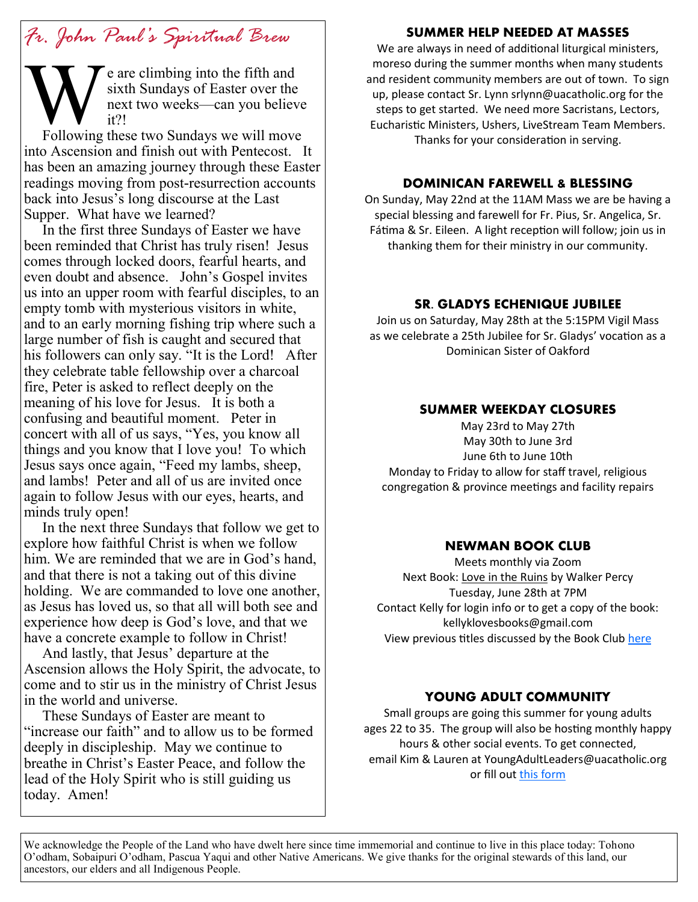# *Fr. John Paul's Spiritual Brew*

We are climbing into the fifth and sixth Sundays of Easter over the next two weeks—can you believe it?!

Following these two Sundays we will move into Ascension and finish out with Pentecost. It has been an amazing journey through these Easter readings moving from post-resurrection accounts back into Jesus's long discourse at the Last Supper. What have we learned?

In the first three Sundays of Easter we have been reminded that Christ has truly risen! Jesus comes through locked doors, fearful hearts, and even doubt and absence. John's Gospel invites us into an upper room with fearful disciples, to an empty tomb with mysterious visitors in white, and to an early morning fishing trip where such a large number of fish is caught and secured that his followers can only say. "It is the Lord! After they celebrate table fellowship over a charcoal fire, Peter is asked to reflect deeply on the meaning of his love for Jesus. It is both a confusing and beautiful moment. Peter in concert with all of us says, "Yes, you know all things and you know that I love you! To which Jesus says once again, "Feed my lambs, sheep, and lambs! Peter and all of us are invited once again to follow Jesus with our eyes, hearts, and minds truly open!

In the next three Sundays that follow we get to explore how faithful Christ is when we follow him. We are reminded that we are in God's hand, and that there is not a taking out of this divine holding. We are commanded to love one another, as Jesus has loved us, so that all will both see and experience how deep is God's love, and that we have a concrete example to follow in Christ!

And lastly, that Jesus' departure at the Ascension allows the Holy Spirit, the advocate, to come and to stir us in the ministry of Christ Jesus in the world and universe.

These Sundays of Easter are meant to "increase our faith" and to allow us to be formed deeply in discipleship. May we continue to breathe in Christ's Easter Peace, and follow the lead of the Holy Spirit who is still guiding us today. Amen!

## SUMMER HELP NEEDED AT MASSES

We are always in need of additional liturgical ministers, moreso during the summer months when many students and resident community members are out of town. To sign up, please contact Sr. Lynn srlynn@uacatholic.org for the steps to get started. We need more Sacristans, Lectors, Eucharistic Ministers, Ushers, LiveStream Team Members. Thanks for your consideration in serving.

## DOMINICAN FAREWELL & BLESSING

On Sunday, May 22nd at the 11AM Mass we are be having a special blessing and farewell for Fr. Pius, Sr. Angelica, Sr. Fátima & Sr. Eileen. A light reception will follow; join us in thanking them for their ministry in our community.

## SR. GLADYS ECHENIQUE JUBILEE

Join us on Saturday, May 28th at the 5:15PM Vigil Mass as we celebrate a 25th Jubilee for Sr. Gladys' vocation as a Dominican Sister of Oakford

## SUMMER WEEKDAY CLOSURES

May 23rd to May 27th
May 30th to June 3rd
June 6th to June 10th
Monday to Friday to allow for staff travel, religious congregation & province meetings and facility repairs

## NEWMAN BOOK CLUB

Meets monthly via Zoom
Next Book: Love in the Ruins by Walker Percy
Tuesday, June 28th at 7PM
Contact Kelly for login info or to get a copy of the book: kellyklovesbooks@gmail.com
View previous titles discussed by the Book Club here

## YOUNG ADULT COMMUNITY

Small groups are going this summer for young adults ages 22 to 35. The group will also be hosting monthly happy hours & other social events. To get connected, email Kim & Lauren at YoungAdultLeaders@uacatholic.org or fill out this form

We acknowledge the People of the Land who have dwelt here since time immemorial and continue to live in this place today: Tohono O'odham, Sobaipuri O'odham, Pascua Yaqui and other Native Americans. We give thanks for the original stewards of this land, our ancestors, our elders and all Indigenous People.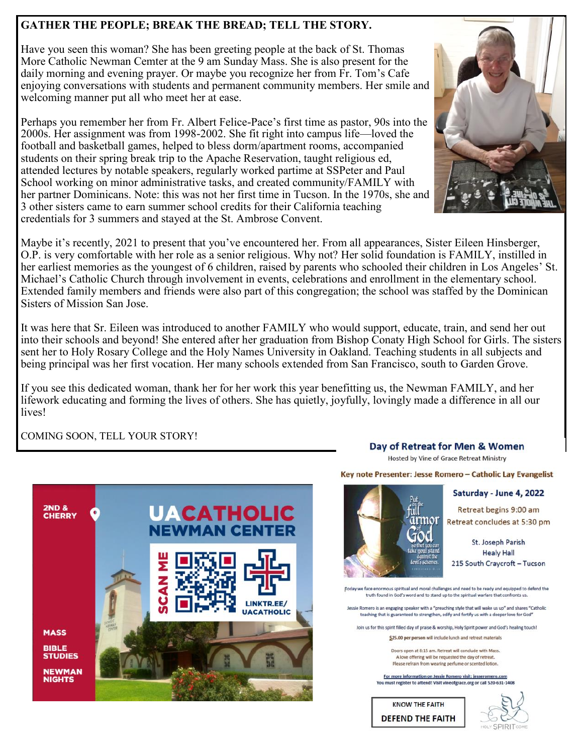## GATHER THE PEOPLE; BREAK THE BREAD; TELL THE STORY.

Have you seen this woman? She has been greeting people at the back of St. Thomas More Catholic Newman Cemter at the 9 am Sunday Mass. She is also present for the daily morning and evening prayer. Or maybe you recognize her from Fr. Tom's Cafe enjoying conversations with students and permanent community members. Her smile and welcoming manner put all who meet her at ease.

Perhaps you remember her from Fr. Albert Felice-Pace's first time as pastor, 90s into the 2000s. Her assignment was from 1998-2002. She fit right into campus life—loved the football and basketball games, helped to bless dorm/apartment rooms, accompanied students on their spring break trip to the Apache Reservation, taught religious ed, attended lectures by notable speakers, regularly worked partime at SSPeter and Paul School working on minor administrative tasks, and created community/FAMILY with her partner Dominicans. Note: this was not her first time in Tucson. In the 1970s, she and 3 other sisters came to earn summer school credits for their California teaching credentials for 3 summers and stayed at the St. Ambrose Convent.

Maybe it's recently, 2021 to present that you've encountered her. From all appearances, Sister Eileen Hinsberger, O.P. is very comfortable with her role as a senior religious. Why not? Her solid foundation is FAMILY, instilled in her earliest memories as the youngest of 6 children, raised by parents who schooled their children in Los Angeles' St. Michael's Catholic Church through involvement in events, celebrations and enrollment in the elementary school. Extended family members and friends were also part of this congregation; the school was staffed by the Dominican Sisters of Mission San Jose.

It was here that Sr. Eileen was introduced to another FAMILY who would support, educate, train, and send her out into their schools and beyond! She entered after her graduation from Bishop Conaty High School for Girls. The sisters sent her to Holy Rosary College and the Holy Names University in Oakland. Teaching students in all subjects and being principal was her first vocation. Her many schools extended from San Francisco, south to Garden Grove.

If you see this dedicated woman, thank her for her work this year benefitting us, the Newman FAMILY, and her lifework educating and forming the lives of others. She has quietly, joyfully, lovingly made a difference in all our lives!

COMING SOON, TELL YOUR STORY!

**2ND & CHERRY**

**UACATHOLIC NEWMAN CENTER**

SCAN ME

LINKTR.EE/UACATHOLIC

**MASS**

**BIBLE STUDIES**

**NEWMAN NIGHTS**

### Day of Retreat for Men & Women

Hosted by Vine of Grace Retreat Ministry

**Key note Presenter: Jesse Romero – Catholic Lay Evangelist**

Put on the full armor of God so that you can take your stand against the devil's schemes.

**Saturday - June 4, 2022**

Retreat begins 9:00 am
Retreat concludes at 5:30 pm

St. Joseph Parish
Healy Hall
215 South Craycroft – Tucson

Today we face enormous spiritual and moral challenges and need to be ready and equipped to defend the truth found in God's word and to stand up to the spiritual warfare that confronts us.

Jessie Romero is an engaging speaker with a "preaching style that will wake us up" and shares "Catholic teaching that is guaranteed to strengthen, edify and fortify us with a deeper love for God"

Join us for this spirit filled day of praise & worship, Holy Spirit power and God's healing touch!

**$25.00 per person will include lunch and retreat materials**

Doors open at 8:15 am. Retreat will conclude with Mass.
A love offering will be requested the day of retreat.
Please refrain from wearing perfume or scented lotion.

For more information on Jessie Romero visit: jesseromero.com
**You must register to attend! Visit vineofgrace.org or call 520-631-1408**

KNOW THE FAITH
**DEFEND THE FAITH**

HOLY SPIRIT COME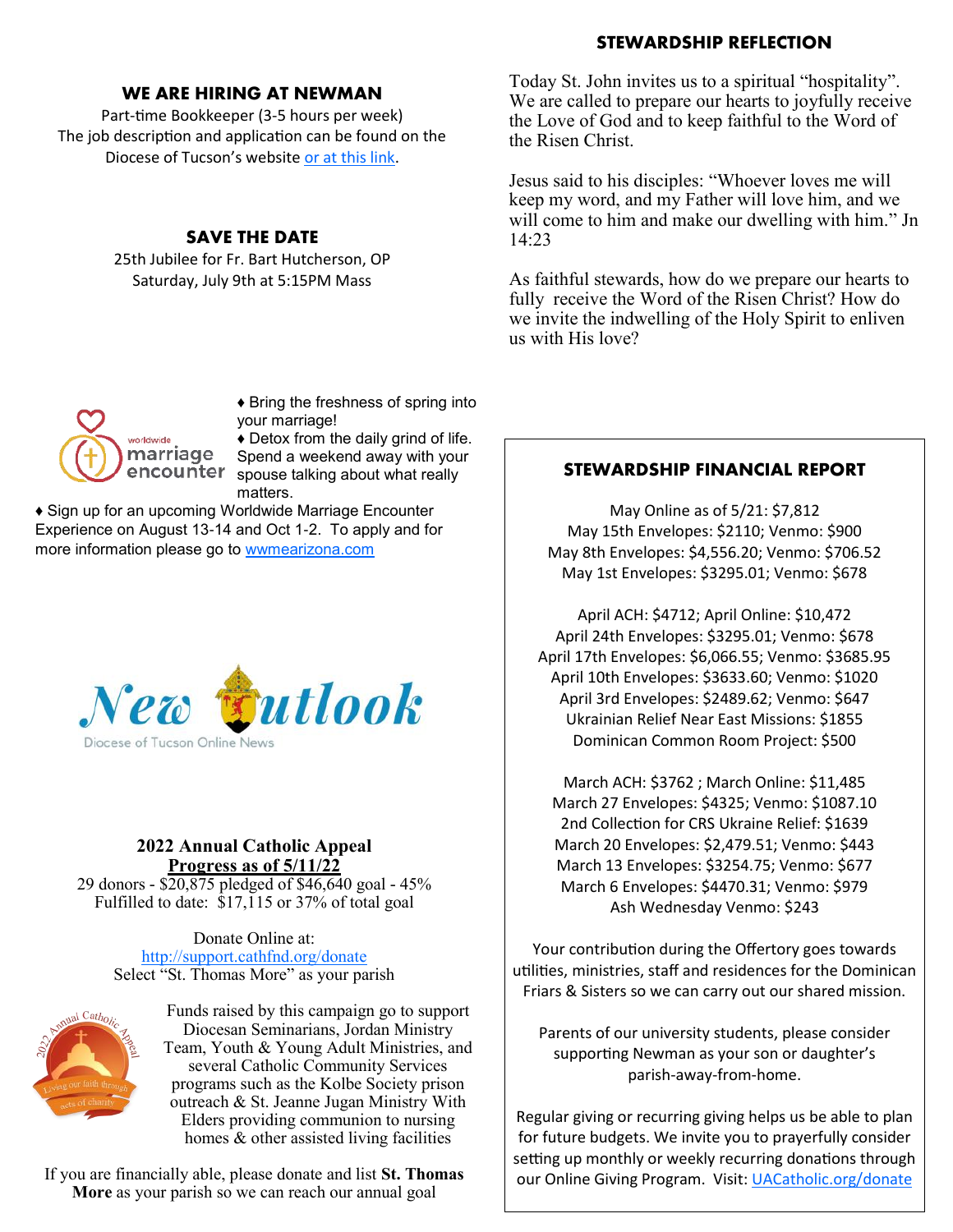## WE ARE HIRING AT NEWMAN

Part-time Bookkeeper (3-5 hours per week)
The job description and application can be found on the Diocese of Tucson's website or at this link.

## SAVE THE DATE

25th Jubilee for Fr. Bart Hutcherson, OP
Saturday, July 9th at 5:15PM Mass

worldwide marriage encounter

♦ Bring the freshness of spring into your marriage!
♦ Detox from the daily grind of life. Spend a weekend away with your spouse talking about what really matters.
♦ Sign up for an upcoming Worldwide Marriage Encounter Experience on August 13-14 and Oct 1-2. To apply and for more information please go to wwmearizona.com

New Outlook
Diocese of Tucson Online News

**2022 Annual Catholic Appeal**
**Progress as of 5/11/22**
29 donors - $20,875 pledged of $46,640 goal - 45%
Fulfilled to date: $17,115 or 37% of total goal

Donate Online at:
http://support.cathfnd.org/donate
Select "St. Thomas More" as your parish

Funds raised by this campaign go to support Diocesan Seminarians, Jordan Ministry Team, Youth & Young Adult Ministries, and several Catholic Community Services programs such as the Kolbe Society prison outreach & St. Jeanne Jugan Ministry With Elders providing communion to nursing homes & other assisted living facilities

If you are financially able, please donate and list **St. Thomas More** as your parish so we can reach our annual goal

## STEWARDSHIP REFLECTION

Today St. John invites us to a spiritual "hospitality". We are called to prepare our hearts to joyfully receive the Love of God and to keep faithful to the Word of the Risen Christ.

Jesus said to his disciples: "Whoever loves me will keep my word, and my Father will love him, and we will come to him and make our dwelling with him." Jn 14:23

As faithful stewards, how do we prepare our hearts to fully receive the Word of the Risen Christ? How do we invite the indwelling of the Holy Spirit to enliven us with His love?

## STEWARDSHIP FINANCIAL REPORT

May Online as of 5/21: $7,812
May 15th Envelopes: $2110; Venmo: $900
May 8th Envelopes: $4,556.20; Venmo: $706.52
May 1st Envelopes: $3295.01; Venmo: $678

April ACH: $4712; April Online: $10,472
April 24th Envelopes: $3295.01; Venmo: $678
April 17th Envelopes: $6,066.55; Venmo: $3685.95
April 10th Envelopes: $3633.60; Venmo: $1020
April 3rd Envelopes: $2489.62; Venmo: $647
Ukrainian Relief Near East Missions: $1855
Dominican Common Room Project: $500

March ACH: $3762 ; March Online: $11,485
March 27 Envelopes: $4325; Venmo: $1087.10
2nd Collection for CRS Ukraine Relief: $1639
March 20 Envelopes: $2,479.51; Venmo: $443
March 13 Envelopes: $3254.75; Venmo: $677
March 6 Envelopes: $4470.31; Venmo: $979
Ash Wednesday Venmo: $243

Your contribution during the Offertory goes towards utilities, ministries, staff and residences for the Dominican Friars & Sisters so we can carry out our shared mission.

Parents of our university students, please consider supporting Newman as your son or daughter's parish-away-from-home.

Regular giving or recurring giving helps us be able to plan for future budgets. We invite you to prayerfully consider setting up monthly or weekly recurring donations through our Online Giving Program. Visit: UACatholic.org/donate